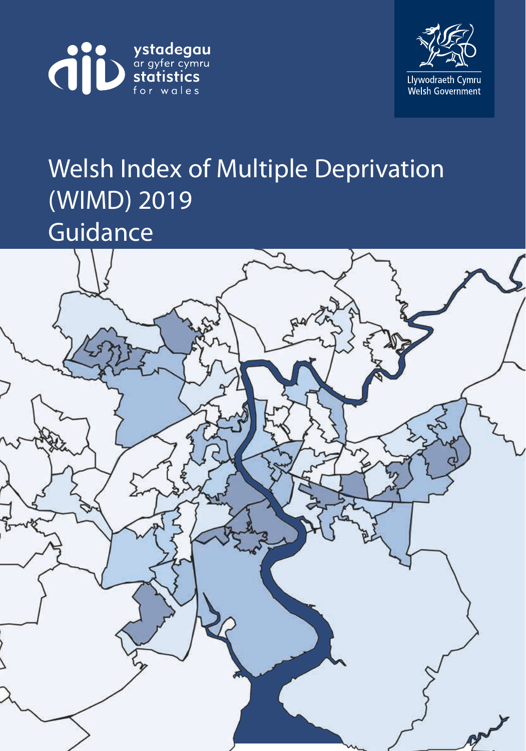ystadegau
ar gyfer cymru
statistics
for wales

Llywodraeth Cymru
Welsh Government

# Welsh Index of Multiple Deprivation (WIMD) 2019 Guidance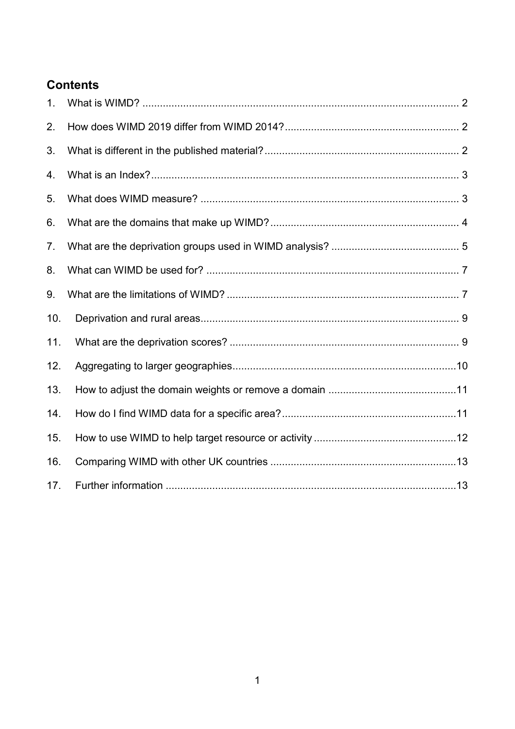## Contents

1. What is WIMD? .......... 2
2. How does WIMD 2019 differ from WIMD 2014? .......... 2
3. What is different in the published material? .......... 2
4. What is an Index? .......... 3
5. What does WIMD measure? .......... 3
6. What are the domains that make up WIMD? .......... 4
7. What are the deprivation groups used in WIMD analysis? .......... 5
8. What can WIMD be used for? .......... 7
9. What are the limitations of WIMD? .......... 7
10. Deprivation and rural areas .......... 9
11. What are the deprivation scores? .......... 9
12. Aggregating to larger geographies .......... 10
13. How to adjust the domain weights or remove a domain .......... 11
14. How do I find WIMD data for a specific area? .......... 11
15. How to use WIMD to help target resource or activity .......... 12
16. Comparing WIMD with other UK countries .......... 13
17. Further information .......... 13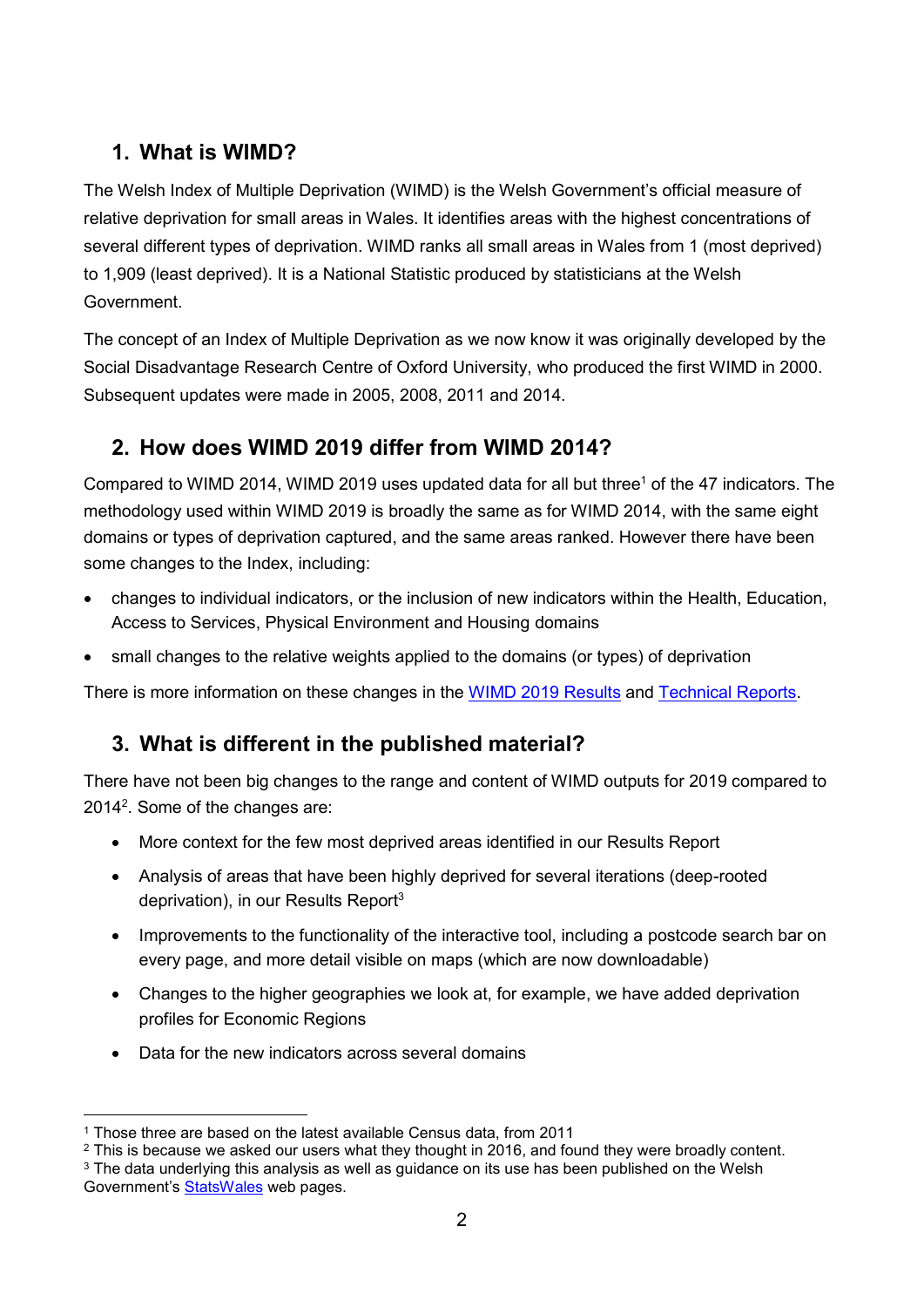## 1. What is WIMD?

The Welsh Index of Multiple Deprivation (WIMD) is the Welsh Government's official measure of relative deprivation for small areas in Wales. It identifies areas with the highest concentrations of several different types of deprivation. WIMD ranks all small areas in Wales from 1 (most deprived) to 1,909 (least deprived). It is a National Statistic produced by statisticians at the Welsh Government.

The concept of an Index of Multiple Deprivation as we now know it was originally developed by the Social Disadvantage Research Centre of Oxford University, who produced the first WIMD in 2000. Subsequent updates were made in 2005, 2008, 2011 and 2014.

## 2. How does WIMD 2019 differ from WIMD 2014?

Compared to WIMD 2014, WIMD 2019 uses updated data for all but three[1] of the 47 indicators. The methodology used within WIMD 2019 is broadly the same as for WIMD 2014, with the same eight domains or types of deprivation captured, and the same areas ranked. However there have been some changes to the Index, including:

- changes to individual indicators, or the inclusion of new indicators within the Health, Education, Access to Services, Physical Environment and Housing domains
- small changes to the relative weights applied to the domains (or types) of deprivation

There is more information on these changes in the WIMD 2019 Results and Technical Reports.

## 3. What is different in the published material?

There have not been big changes to the range and content of WIMD outputs for 2019 compared to 2014[2]. Some of the changes are:

- More context for the few most deprived areas identified in our Results Report
- Analysis of areas that have been highly deprived for several iterations (deep-rooted deprivation), in our Results Report[3]
- Improvements to the functionality of the interactive tool, including a postcode search bar on every page, and more detail visible on maps (which are now downloadable)
- Changes to the higher geographies we look at, for example, we have added deprivation profiles for Economic Regions
- Data for the new indicators across several domains

---

[1] Those three are based on the latest available Census data, from 2011

[2] This is because we asked our users what they thought in 2016, and found they were broadly content.

[3] The data underlying this analysis as well as guidance on its use has been published on the Welsh Government's StatsWales web pages.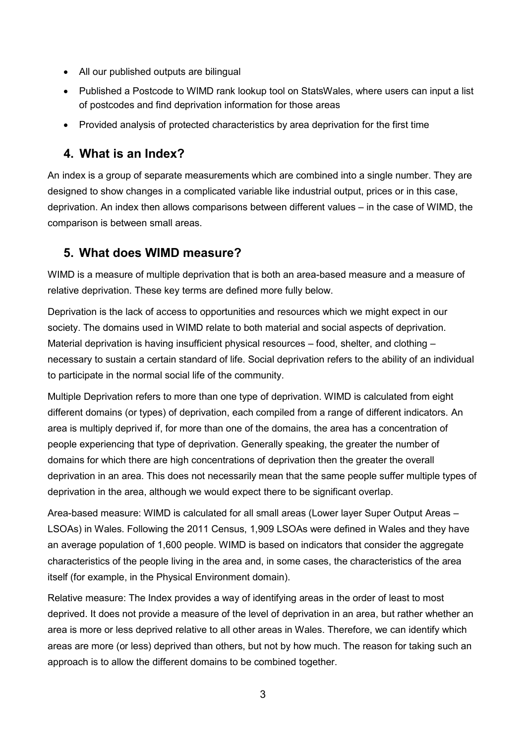- All our published outputs are bilingual
- Published a Postcode to WIMD rank lookup tool on StatsWales, where users can input a list of postcodes and find deprivation information for those areas
- Provided analysis of protected characteristics by area deprivation for the first time

## 4. What is an Index?

An index is a group of separate measurements which are combined into a single number. They are designed to show changes in a complicated variable like industrial output, prices or in this case, deprivation. An index then allows comparisons between different values – in the case of WIMD, the comparison is between small areas.

## 5. What does WIMD measure?

WIMD is a measure of multiple deprivation that is both an area-based measure and a measure of relative deprivation. These key terms are defined more fully below.

Deprivation is the lack of access to opportunities and resources which we might expect in our society. The domains used in WIMD relate to both material and social aspects of deprivation. Material deprivation is having insufficient physical resources – food, shelter, and clothing – necessary to sustain a certain standard of life. Social deprivation refers to the ability of an individual to participate in the normal social life of the community.

Multiple Deprivation refers to more than one type of deprivation. WIMD is calculated from eight different domains (or types) of deprivation, each compiled from a range of different indicators. An area is multiply deprived if, for more than one of the domains, the area has a concentration of people experiencing that type of deprivation. Generally speaking, the greater the number of domains for which there are high concentrations of deprivation then the greater the overall deprivation in an area. This does not necessarily mean that the same people suffer multiple types of deprivation in the area, although we would expect there to be significant overlap.

Area-based measure: WIMD is calculated for all small areas (Lower layer Super Output Areas – LSOAs) in Wales. Following the 2011 Census, 1,909 LSOAs were defined in Wales and they have an average population of 1,600 people. WIMD is based on indicators that consider the aggregate characteristics of the people living in the area and, in some cases, the characteristics of the area itself (for example, in the Physical Environment domain).

Relative measure: The Index provides a way of identifying areas in the order of least to most deprived. It does not provide a measure of the level of deprivation in an area, but rather whether an area is more or less deprived relative to all other areas in Wales. Therefore, we can identify which areas are more (or less) deprived than others, but not by how much. The reason for taking such an approach is to allow the different domains to be combined together.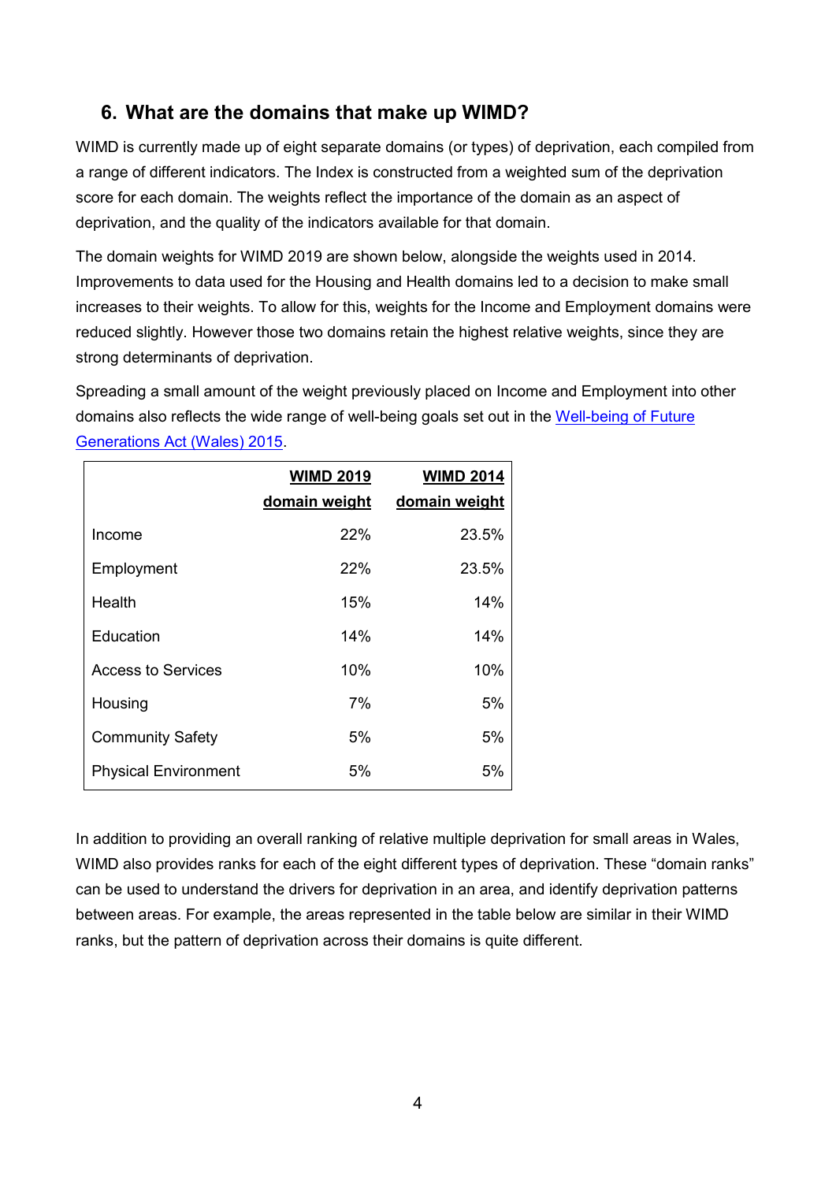## 6. What are the domains that make up WIMD?

WIMD is currently made up of eight separate domains (or types) of deprivation, each compiled from a range of different indicators. The Index is constructed from a weighted sum of the deprivation score for each domain. The weights reflect the importance of the domain as an aspect of deprivation, and the quality of the indicators available for that domain.

The domain weights for WIMD 2019 are shown below, alongside the weights used in 2014. Improvements to data used for the Housing and Health domains led to a decision to make small increases to their weights. To allow for this, weights for the Income and Employment domains were reduced slightly. However those two domains retain the highest relative weights, since they are strong determinants of deprivation.

Spreading a small amount of the weight previously placed on Income and Employment into other domains also reflects the wide range of well-being goals set out in the [Well-being of Future Generations Act (Wales) 2015](#).

| | WIMD 2019 domain weight | WIMD 2014 domain weight |
|---|---|---|
| Income | 22% | 23.5% |
| Employment | 22% | 23.5% |
| Health | 15% | 14% |
| Education | 14% | 14% |
| Access to Services | 10% | 10% |
| Housing | 7% | 5% |
| Community Safety | 5% | 5% |
| Physical Environment | 5% | 5% |

In addition to providing an overall ranking of relative multiple deprivation for small areas in Wales, WIMD also provides ranks for each of the eight different types of deprivation. These "domain ranks" can be used to understand the drivers for deprivation in an area, and identify deprivation patterns between areas. For example, the areas represented in the table below are similar in their WIMD ranks, but the pattern of deprivation across their domains is quite different.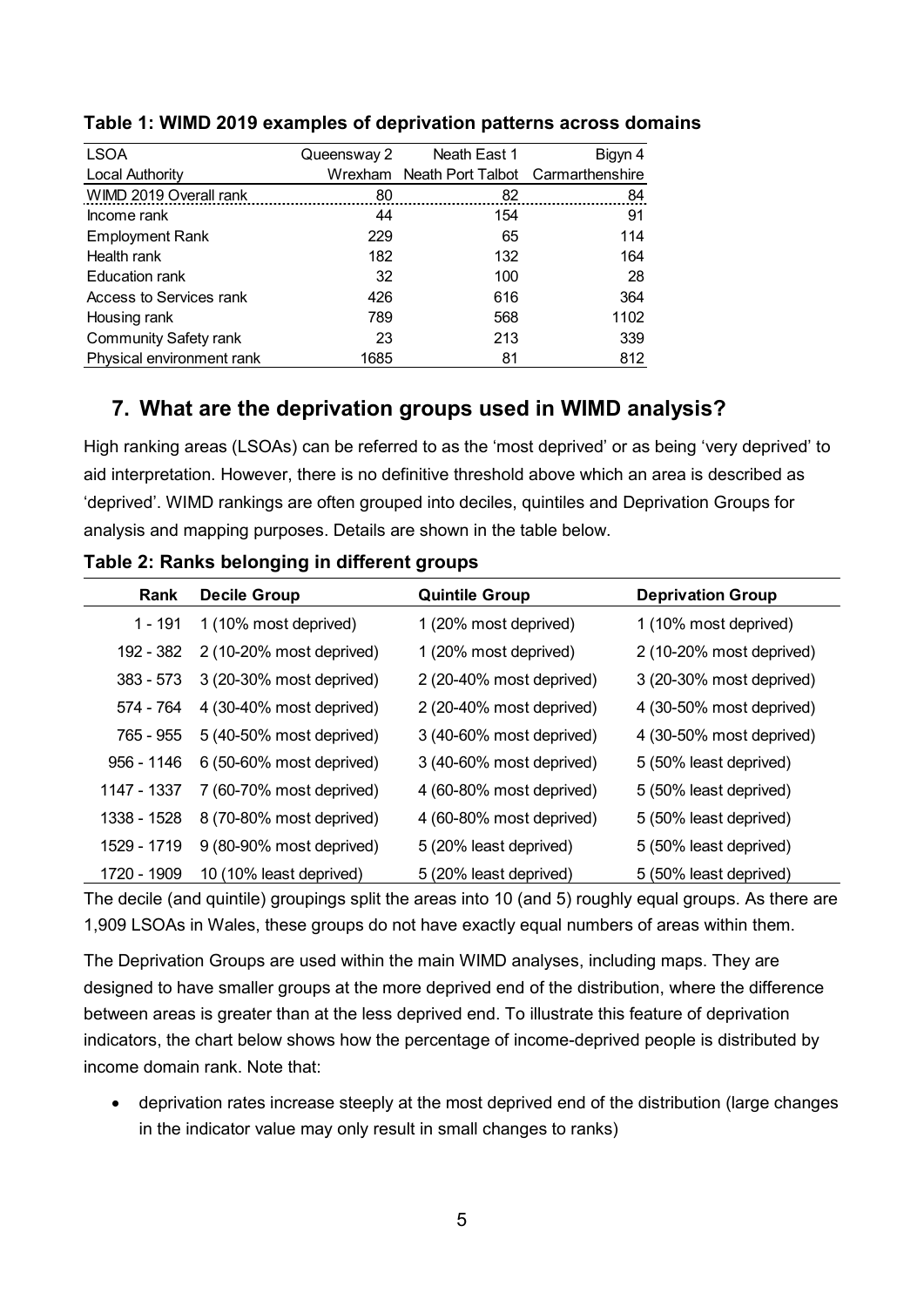**Table 1: WIMD 2019 examples of deprivation patterns across domains**

| LSOA | Queensway 2 | Neath East 1 | Bigyn 4 |
|---|---|---|---|
| Local Authority | Wrexham | Neath Port Talbot | Carmarthenshire |
| WIMD 2019 Overall rank | 80 | 82 | 84 |
| Income rank | 44 | 154 | 91 |
| Employment Rank | 229 | 65 | 114 |
| Health rank | 182 | 132 | 164 |
| Education rank | 32 | 100 | 28 |
| Access to Services rank | 426 | 616 | 364 |
| Housing rank | 789 | 568 | 1102 |
| Community Safety rank | 23 | 213 | 339 |
| Physical environment rank | 1685 | 81 | 812 |

## 7. What are the deprivation groups used in WIMD analysis?

High ranking areas (LSOAs) can be referred to as the 'most deprived' or as being 'very deprived' to aid interpretation. However, there is no definitive threshold above which an area is described as 'deprived'. WIMD rankings are often grouped into deciles, quintiles and Deprivation Groups for analysis and mapping purposes. Details are shown in the table below.

**Table 2: Ranks belonging in different groups**

| Rank | Decile Group | Quintile Group | Deprivation Group |
|---|---|---|---|
| 1 - 191 | 1 (10% most deprived) | 1 (20% most deprived) | 1 (10% most deprived) |
| 192 - 382 | 2 (10-20% most deprived) | 1 (20% most deprived) | 2 (10-20% most deprived) |
| 383 - 573 | 3 (20-30% most deprived) | 2 (20-40% most deprived) | 3 (20-30% most deprived) |
| 574 - 764 | 4 (30-40% most deprived) | 2 (20-40% most deprived) | 4 (30-50% most deprived) |
| 765 - 955 | 5 (40-50% most deprived) | 3 (40-60% most deprived) | 4 (30-50% most deprived) |
| 956 - 1146 | 6 (50-60% most deprived) | 3 (40-60% most deprived) | 5 (50% least deprived) |
| 1147 - 1337 | 7 (60-70% most deprived) | 4 (60-80% most deprived) | 5 (50% least deprived) |
| 1338 - 1528 | 8 (70-80% most deprived) | 4 (60-80% most deprived) | 5 (50% least deprived) |
| 1529 - 1719 | 9 (80-90% most deprived) | 5 (20% least deprived) | 5 (50% least deprived) |
| 1720 - 1909 | 10 (10% least deprived) | 5 (20% least deprived) | 5 (50% least deprived) |

The decile (and quintile) groupings split the areas into 10 (and 5) roughly equal groups. As there are 1,909 LSOAs in Wales, these groups do not have exactly equal numbers of areas within them.

The Deprivation Groups are used within the main WIMD analyses, including maps. They are designed to have smaller groups at the more deprived end of the distribution, where the difference between areas is greater than at the less deprived end. To illustrate this feature of deprivation indicators, the chart below shows how the percentage of income-deprived people is distributed by income domain rank. Note that:

- deprivation rates increase steeply at the most deprived end of the distribution (large changes in the indicator value may only result in small changes to ranks)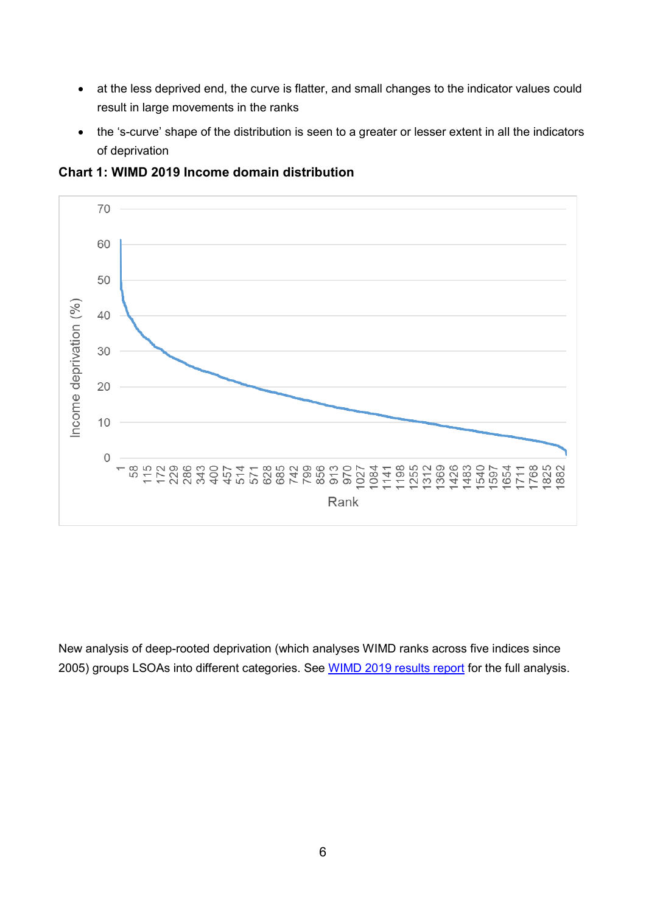- at the less deprived end, the curve is flatter, and small changes to the indicator values could result in large movements in the ranks
- the 's-curve' shape of the distribution is seen to a greater or lesser extent in all the indicators of deprivation

**Chart 1: WIMD 2019 Income domain distribution**

New analysis of deep-rooted deprivation (which analyses WIMD ranks across five indices since 2005) groups LSOAs into different categories. See WIMD 2019 results report for the full analysis.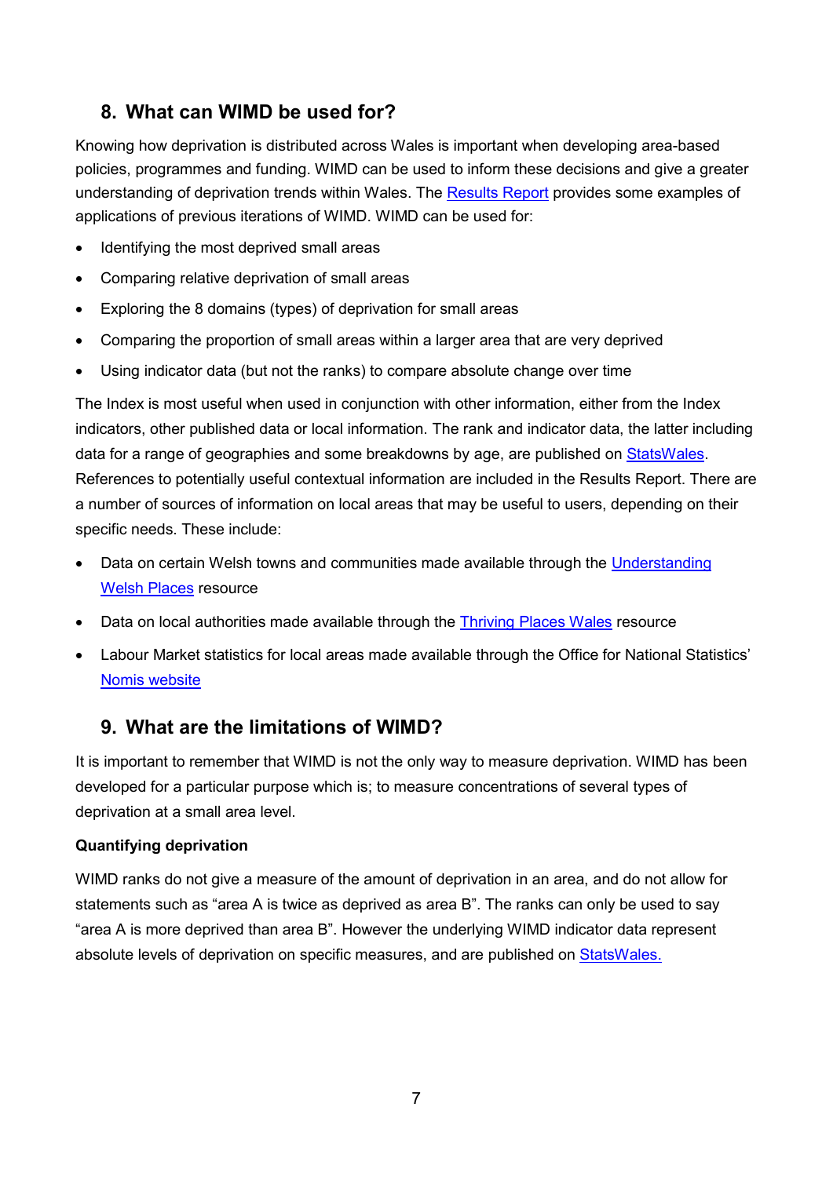## 8. What can WIMD be used for?

Knowing how deprivation is distributed across Wales is important when developing area-based policies, programmes and funding. WIMD can be used to inform these decisions and give a greater understanding of deprivation trends within Wales. The Results Report provides some examples of applications of previous iterations of WIMD. WIMD can be used for:

- Identifying the most deprived small areas
- Comparing relative deprivation of small areas
- Exploring the 8 domains (types) of deprivation for small areas
- Comparing the proportion of small areas within a larger area that are very deprived
- Using indicator data (but not the ranks) to compare absolute change over time

The Index is most useful when used in conjunction with other information, either from the Index indicators, other published data or local information. The rank and indicator data, the latter including data for a range of geographies and some breakdowns by age, are published on StatsWales. References to potentially useful contextual information are included in the Results Report. There are a number of sources of information on local areas that may be useful to users, depending on their specific needs. These include:

- Data on certain Welsh towns and communities made available through the Understanding Welsh Places resource
- Data on local authorities made available through the Thriving Places Wales resource
- Labour Market statistics for local areas made available through the Office for National Statistics' Nomis website

## 9. What are the limitations of WIMD?

It is important to remember that WIMD is not the only way to measure deprivation. WIMD has been developed for a particular purpose which is; to measure concentrations of several types of deprivation at a small area level.

**Quantifying deprivation**

WIMD ranks do not give a measure of the amount of deprivation in an area, and do not allow for statements such as "area A is twice as deprived as area B". The ranks can only be used to say "area A is more deprived than area B". However the underlying WIMD indicator data represent absolute levels of deprivation on specific measures, and are published on StatsWales.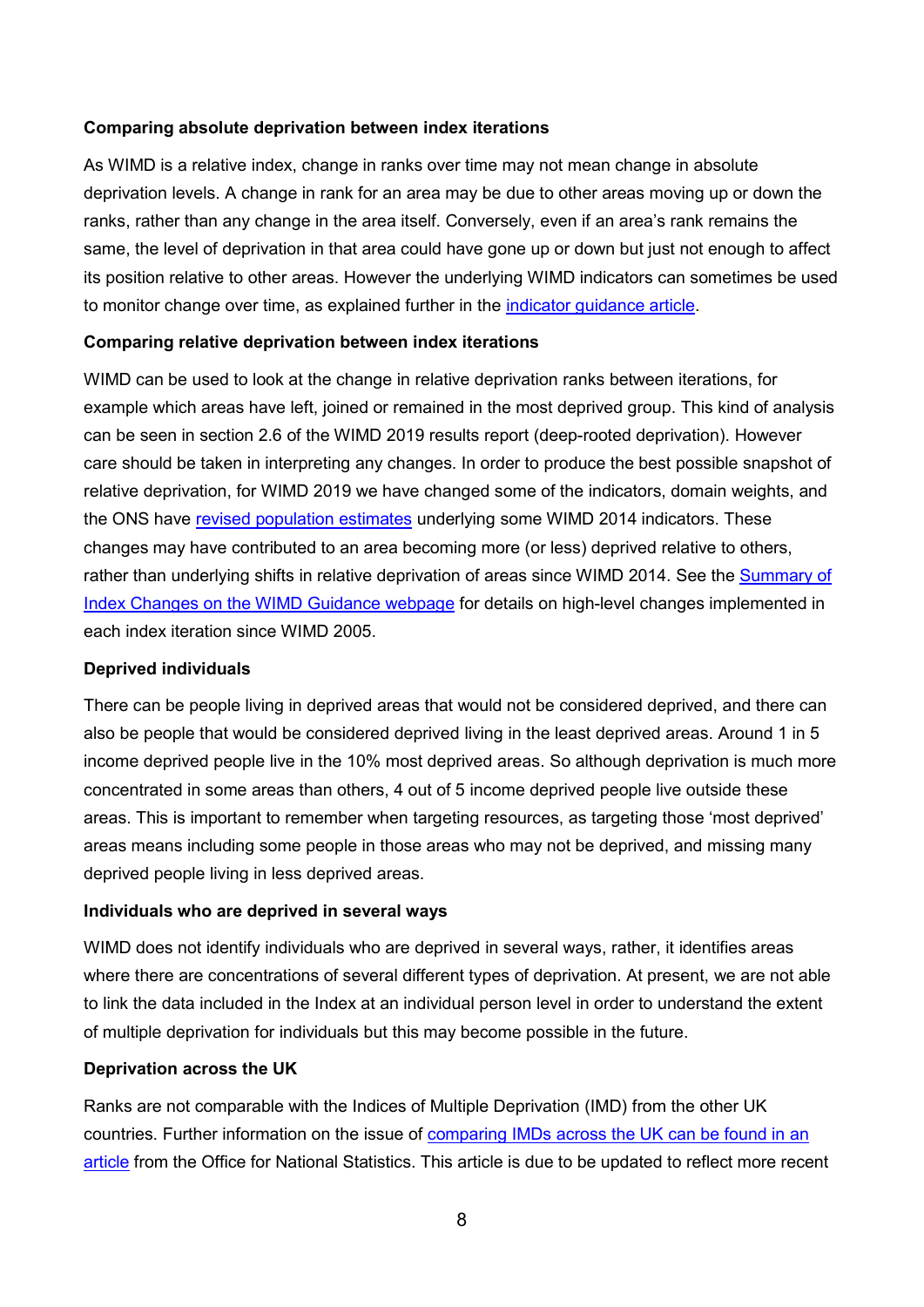**Comparing absolute deprivation between index iterations**

As WIMD is a relative index, change in ranks over time may not mean change in absolute deprivation levels. A change in rank for an area may be due to other areas moving up or down the ranks, rather than any change in the area itself. Conversely, even if an area's rank remains the same, the level of deprivation in that area could have gone up or down but just not enough to affect its position relative to other areas. However the underlying WIMD indicators can sometimes be used to monitor change over time, as explained further in the indicator guidance article.

**Comparing relative deprivation between index iterations**

WIMD can be used to look at the change in relative deprivation ranks between iterations, for example which areas have left, joined or remained in the most deprived group. This kind of analysis can be seen in section 2.6 of the WIMD 2019 results report (deep-rooted deprivation). However care should be taken in interpreting any changes. In order to produce the best possible snapshot of relative deprivation, for WIMD 2019 we have changed some of the indicators, domain weights, and the ONS have revised population estimates underlying some WIMD 2014 indicators. These changes may have contributed to an area becoming more (or less) deprived relative to others, rather than underlying shifts in relative deprivation of areas since WIMD 2014. See the Summary of Index Changes on the WIMD Guidance webpage for details on high-level changes implemented in each index iteration since WIMD 2005.

**Deprived individuals**

There can be people living in deprived areas that would not be considered deprived, and there can also be people that would be considered deprived living in the least deprived areas. Around 1 in 5 income deprived people live in the 10% most deprived areas. So although deprivation is much more concentrated in some areas than others, 4 out of 5 income deprived people live outside these areas. This is important to remember when targeting resources, as targeting those 'most deprived' areas means including some people in those areas who may not be deprived, and missing many deprived people living in less deprived areas.

**Individuals who are deprived in several ways**

WIMD does not identify individuals who are deprived in several ways, rather, it identifies areas where there are concentrations of several different types of deprivation. At present, we are not able to link the data included in the Index at an individual person level in order to understand the extent of multiple deprivation for individuals but this may become possible in the future.

**Deprivation across the UK**

Ranks are not comparable with the Indices of Multiple Deprivation (IMD) from the other UK countries. Further information on the issue of comparing IMDs across the UK can be found in an article from the Office for National Statistics. This article is due to be updated to reflect more recent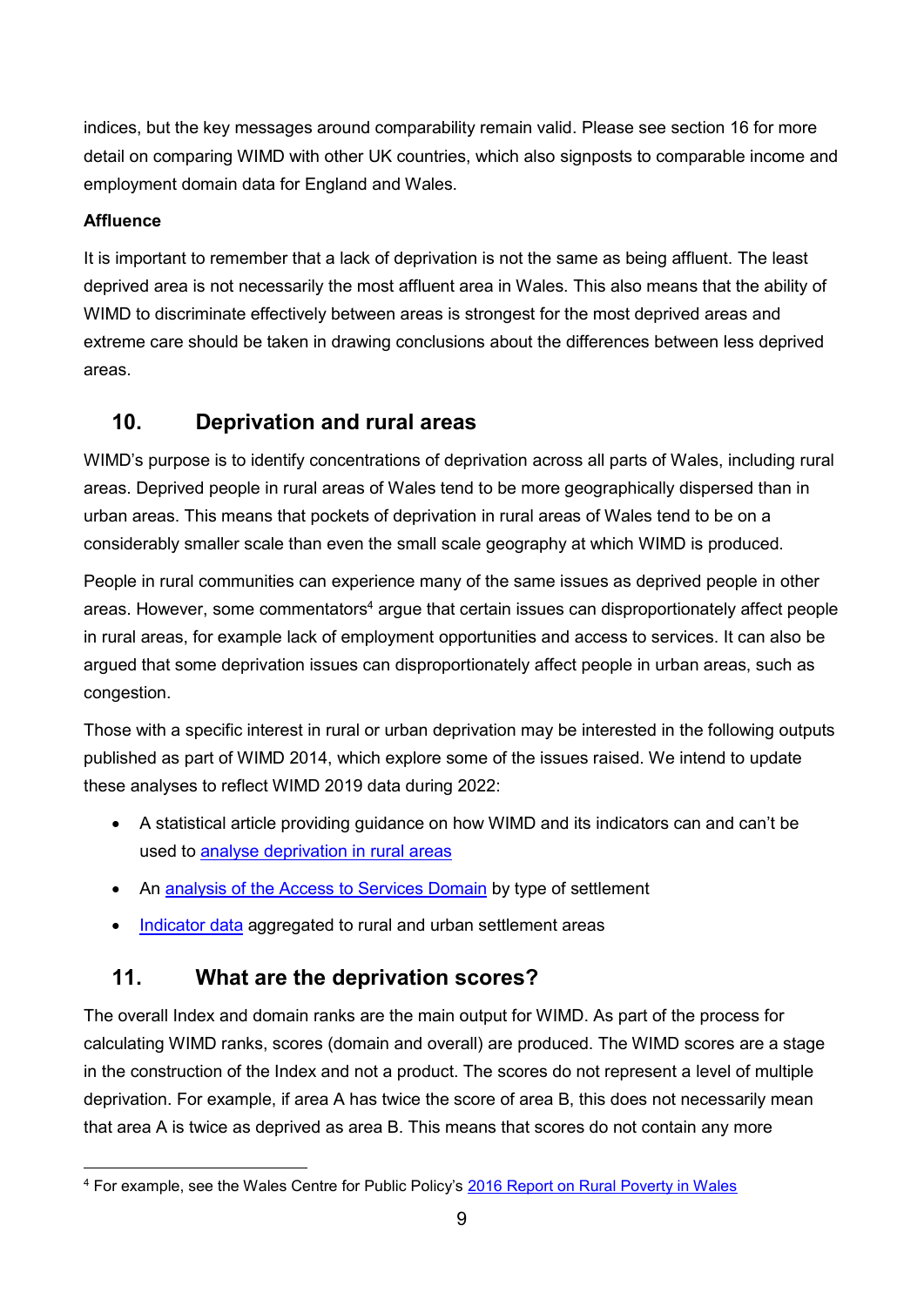indices, but the key messages around comparability remain valid. Please see section 16 for more detail on comparing WIMD with other UK countries, which also signposts to comparable income and employment domain data for England and Wales.

**Affluence**

It is important to remember that a lack of deprivation is not the same as being affluent. The least deprived area is not necessarily the most affluent area in Wales. This also means that the ability of WIMD to discriminate effectively between areas is strongest for the most deprived areas and extreme care should be taken in drawing conclusions about the differences between less deprived areas.

## 10. Deprivation and rural areas

WIMD's purpose is to identify concentrations of deprivation across all parts of Wales, including rural areas. Deprived people in rural areas of Wales tend to be more geographically dispersed than in urban areas. This means that pockets of deprivation in rural areas of Wales tend to be on a considerably smaller scale than even the small scale geography at which WIMD is produced.

People in rural communities can experience many of the same issues as deprived people in other areas. However, some commentators[4] argue that certain issues can disproportionately affect people in rural areas, for example lack of employment opportunities and access to services. It can also be argued that some deprivation issues can disproportionately affect people in urban areas, such as congestion.

Those with a specific interest in rural or urban deprivation may be interested in the following outputs published as part of WIMD 2014, which explore some of the issues raised. We intend to update these analyses to reflect WIMD 2019 data during 2022:

- A statistical article providing guidance on how WIMD and its indicators can and can't be used to analyse deprivation in rural areas
- An analysis of the Access to Services Domain by type of settlement
- Indicator data aggregated to rural and urban settlement areas

## 11. What are the deprivation scores?

The overall Index and domain ranks are the main output for WIMD. As part of the process for calculating WIMD ranks, scores (domain and overall) are produced. The WIMD scores are a stage in the construction of the Index and not a product. The scores do not represent a level of multiple deprivation. For example, if area A has twice the score of area B, this does not necessarily mean that area A is twice as deprived as area B. This means that scores do not contain any more

[4] For example, see the Wales Centre for Public Policy's 2016 Report on Rural Poverty in Wales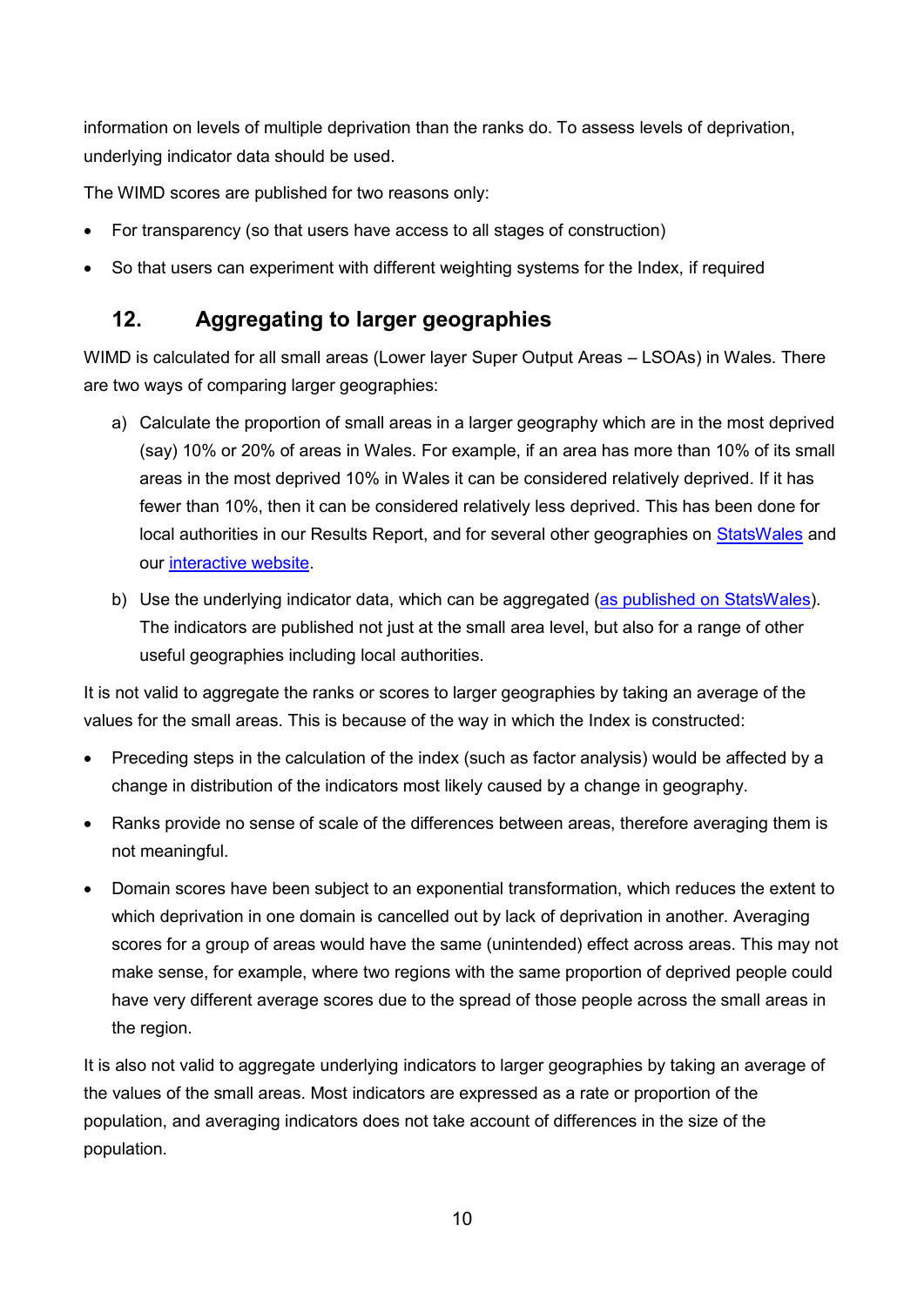information on levels of multiple deprivation than the ranks do. To assess levels of deprivation, underlying indicator data should be used.

The WIMD scores are published for two reasons only:

- For transparency (so that users have access to all stages of construction)
- So that users can experiment with different weighting systems for the Index, if required

## 12. Aggregating to larger geographies

WIMD is calculated for all small areas (Lower layer Super Output Areas – LSOAs) in Wales. There are two ways of comparing larger geographies:

a) Calculate the proportion of small areas in a larger geography which are in the most deprived (say) 10% or 20% of areas in Wales. For example, if an area has more than 10% of its small areas in the most deprived 10% in Wales it can be considered relatively deprived. If it has fewer than 10%, then it can be considered relatively less deprived. This has been done for local authorities in our Results Report, and for several other geographies on StatsWales and our interactive website.

b) Use the underlying indicator data, which can be aggregated (as published on StatsWales). The indicators are published not just at the small area level, but also for a range of other useful geographies including local authorities.

It is not valid to aggregate the ranks or scores to larger geographies by taking an average of the values for the small areas. This is because of the way in which the Index is constructed:

- Preceding steps in the calculation of the index (such as factor analysis) would be affected by a change in distribution of the indicators most likely caused by a change in geography.
- Ranks provide no sense of scale of the differences between areas, therefore averaging them is not meaningful.
- Domain scores have been subject to an exponential transformation, which reduces the extent to which deprivation in one domain is cancelled out by lack of deprivation in another. Averaging scores for a group of areas would have the same (unintended) effect across areas. This may not make sense, for example, where two regions with the same proportion of deprived people could have very different average scores due to the spread of those people across the small areas in the region.

It is also not valid to aggregate underlying indicators to larger geographies by taking an average of the values of the small areas. Most indicators are expressed as a rate or proportion of the population, and averaging indicators does not take account of differences in the size of the population.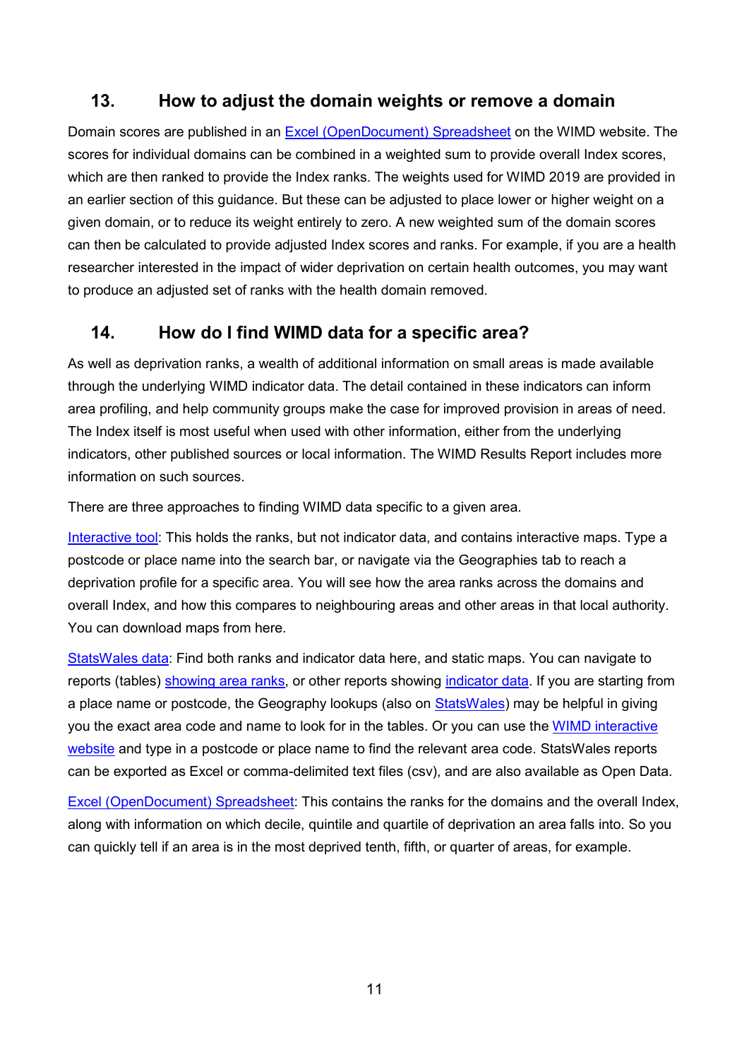## 13. How to adjust the domain weights or remove a domain

Domain scores are published in an [Excel (OpenDocument) Spreadsheet] on the WIMD website. The scores for individual domains can be combined in a weighted sum to provide overall Index scores, which are then ranked to provide the Index ranks. The weights used for WIMD 2019 are provided in an earlier section of this guidance. But these can be adjusted to place lower or higher weight on a given domain, or to reduce its weight entirely to zero. A new weighted sum of the domain scores can then be calculated to provide adjusted Index scores and ranks. For example, if you are a health researcher interested in the impact of wider deprivation on certain health outcomes, you may want to produce an adjusted set of ranks with the health domain removed.

## 14. How do I find WIMD data for a specific area?

As well as deprivation ranks, a wealth of additional information on small areas is made available through the underlying WIMD indicator data. The detail contained in these indicators can inform area profiling, and help community groups make the case for improved provision in areas of need. The Index itself is most useful when used with other information, either from the underlying indicators, other published sources or local information. The WIMD Results Report includes more information on such sources.

There are three approaches to finding WIMD data specific to a given area.

Interactive tool: This holds the ranks, but not indicator data, and contains interactive maps. Type a postcode or place name into the search bar, or navigate via the Geographies tab to reach a deprivation profile for a specific area. You will see how the area ranks across the domains and overall Index, and how this compares to neighbouring areas and other areas in that local authority. You can download maps from here.

StatsWales data: Find both ranks and indicator data here, and static maps. You can navigate to reports (tables) showing area ranks, or other reports showing indicator data. If you are starting from a place name or postcode, the Geography lookups (also on StatsWales) may be helpful in giving you the exact area code and name to look for in the tables. Or you can use the WIMD interactive website and type in a postcode or place name to find the relevant area code. StatsWales reports can be exported as Excel or comma-delimited text files (csv), and are also available as Open Data.

Excel (OpenDocument) Spreadsheet: This contains the ranks for the domains and the overall Index, along with information on which decile, quintile and quartile of deprivation an area falls into. So you can quickly tell if an area is in the most deprived tenth, fifth, or quarter of areas, for example.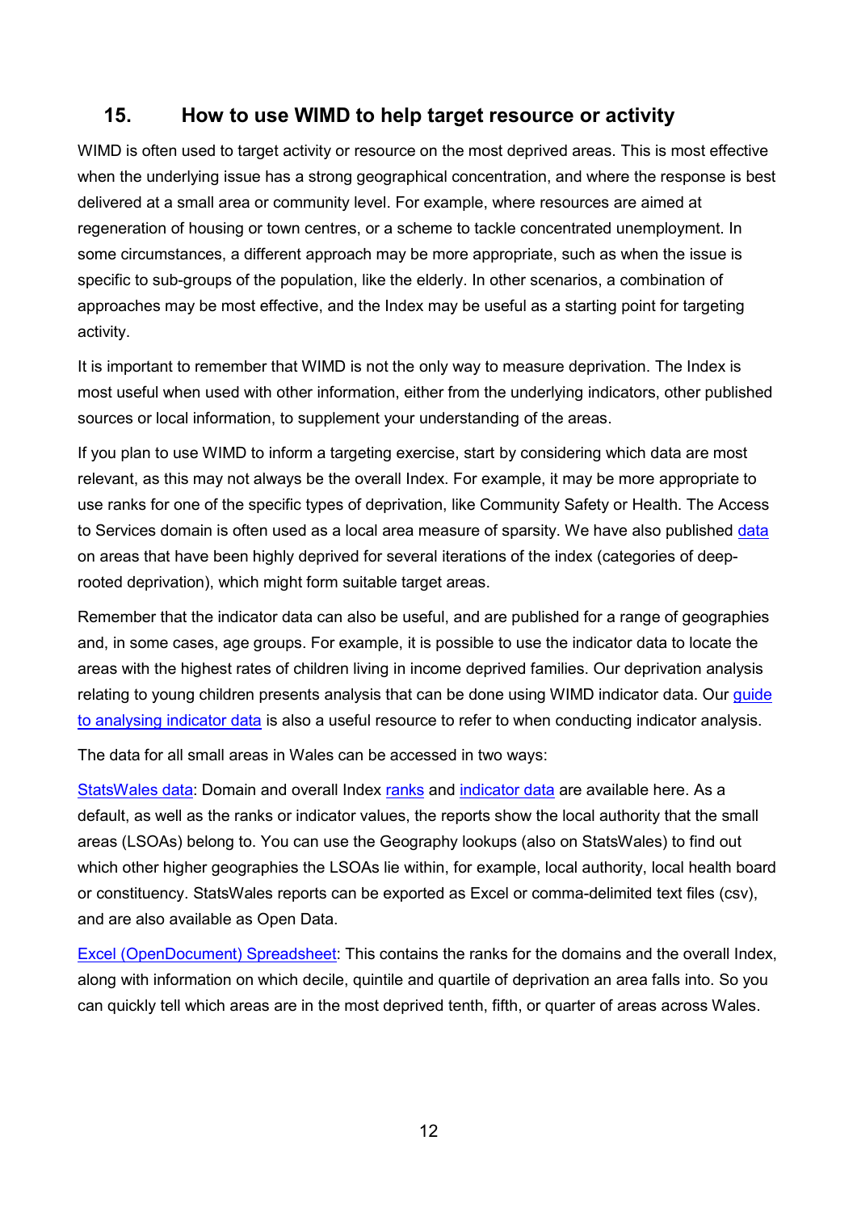## 15. How to use WIMD to help target resource or activity

WIMD is often used to target activity or resource on the most deprived areas. This is most effective when the underlying issue has a strong geographical concentration, and where the response is best delivered at a small area or community level. For example, where resources are aimed at regeneration of housing or town centres, or a scheme to tackle concentrated unemployment. In some circumstances, a different approach may be more appropriate, such as when the issue is specific to sub-groups of the population, like the elderly. In other scenarios, a combination of approaches may be most effective, and the Index may be useful as a starting point for targeting activity.

It is important to remember that WIMD is not the only way to measure deprivation. The Index is most useful when used with other information, either from the underlying indicators, other published sources or local information, to supplement your understanding of the areas.

If you plan to use WIMD to inform a targeting exercise, start by considering which data are most relevant, as this may not always be the overall Index. For example, it may be more appropriate to use ranks for one of the specific types of deprivation, like Community Safety or Health. The Access to Services domain is often used as a local area measure of sparsity. We have also published data on areas that have been highly deprived for several iterations of the index (categories of deep-rooted deprivation), which might form suitable target areas.

Remember that the indicator data can also be useful, and are published for a range of geographies and, in some cases, age groups. For example, it is possible to use the indicator data to locate the areas with the highest rates of children living in income deprived families. Our deprivation analysis relating to young children presents analysis that can be done using WIMD indicator data. Our guide to analysing indicator data is also a useful resource to refer to when conducting indicator analysis.

The data for all small areas in Wales can be accessed in two ways:

StatsWales data: Domain and overall Index ranks and indicator data are available here. As a default, as well as the ranks or indicator values, the reports show the local authority that the small areas (LSOAs) belong to. You can use the Geography lookups (also on StatsWales) to find out which other higher geographies the LSOAs lie within, for example, local authority, local health board or constituency. StatsWales reports can be exported as Excel or comma-delimited text files (csv), and are also available as Open Data.

Excel (OpenDocument) Spreadsheet: This contains the ranks for the domains and the overall Index, along with information on which decile, quintile and quartile of deprivation an area falls into. So you can quickly tell which areas are in the most deprived tenth, fifth, or quarter of areas across Wales.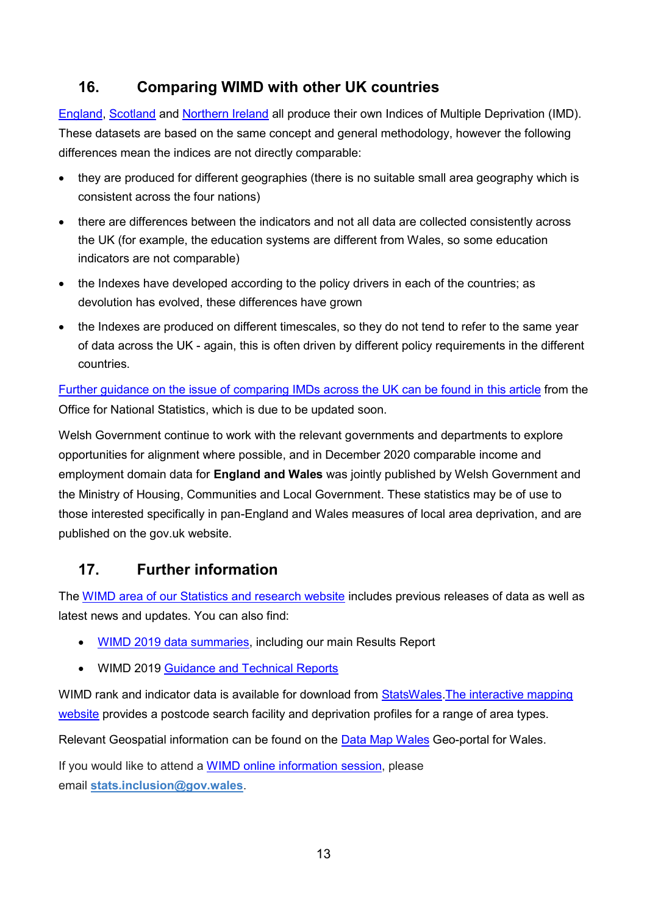## 16. Comparing WIMD with other UK countries

England, Scotland and Northern Ireland all produce their own Indices of Multiple Deprivation (IMD). These datasets are based on the same concept and general methodology, however the following differences mean the indices are not directly comparable:

- they are produced for different geographies (there is no suitable small area geography which is consistent across the four nations)
- there are differences between the indicators and not all data are collected consistently across the UK (for example, the education systems are different from Wales, so some education indicators are not comparable)
- the Indexes have developed according to the policy drivers in each of the countries; as devolution has evolved, these differences have grown
- the Indexes are produced on different timescales, so they do not tend to refer to the same year of data across the UK - again, this is often driven by different policy requirements in the different countries.

Further guidance on the issue of comparing IMDs across the UK can be found in this article from the Office for National Statistics, which is due to be updated soon.

Welsh Government continue to work with the relevant governments and departments to explore opportunities for alignment where possible, and in December 2020 comparable income and employment domain data for **England and Wales** was jointly published by Welsh Government and the Ministry of Housing, Communities and Local Government. These statistics may be of use to those interested specifically in pan-England and Wales measures of local area deprivation, and are published on the gov.uk website.

## 17. Further information

The WIMD area of our Statistics and research website includes previous releases of data as well as latest news and updates. You can also find:

- WIMD 2019 data summaries, including our main Results Report
- WIMD 2019 Guidance and Technical Reports

WIMD rank and indicator data is available for download from StatsWales.The interactive mapping website provides a postcode search facility and deprivation profiles for a range of area types.

Relevant Geospatial information can be found on the Data Map Wales Geo-portal for Wales.

If you would like to attend a WIMD online information session, please email **stats.inclusion@gov.wales**.